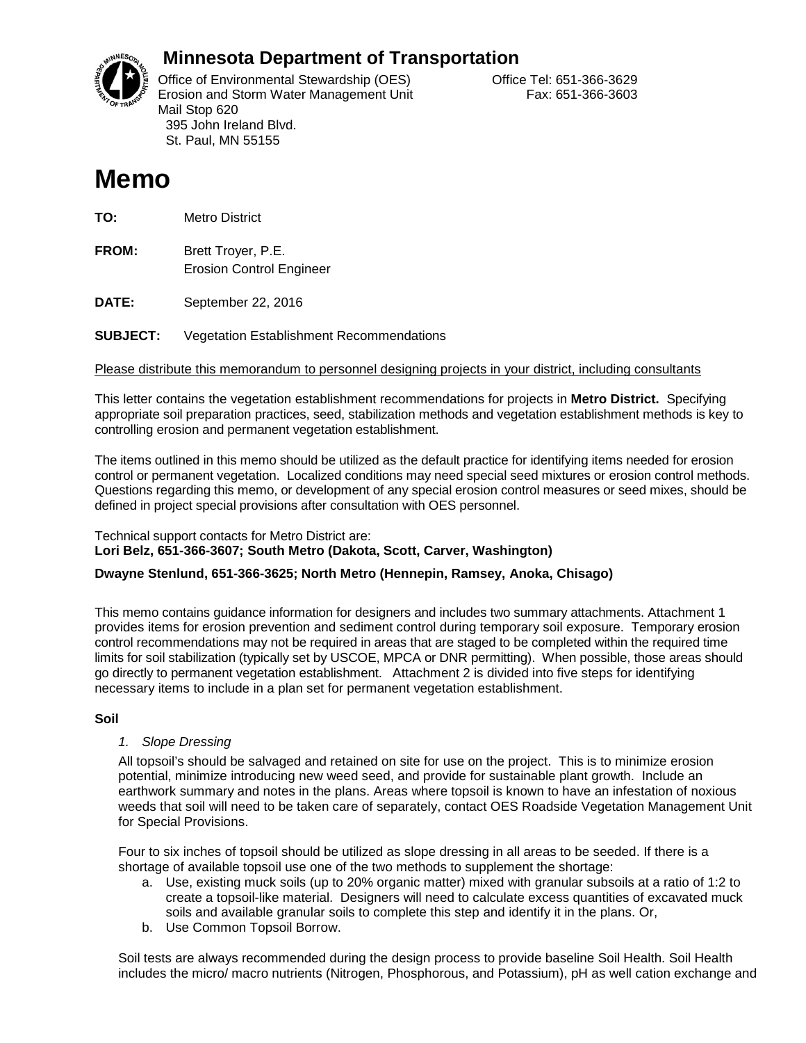# Minnesota Department of Transportation

Office of Environmental Stewardship (OES)
Erosion and Storm Water Management Unit
Mail Stop 620
395 John Ireland Blvd.
St. Paul, MN 55155

Office Tel: 651-366-3629
Fax: 651-366-3603

# Memo

**TO:** Metro District

**FROM:** Brett Troyer, P.E.
Erosion Control Engineer

**DATE:** September 22, 2016

**SUBJECT:** Vegetation Establishment Recommendations

<u>Please distribute this memorandum to personnel designing projects in your district, including consultants</u>

This letter contains the vegetation establishment recommendations for projects in **Metro District.** Specifying appropriate soil preparation practices, seed, stabilization methods and vegetation establishment methods is key to controlling erosion and permanent vegetation establishment.

The items outlined in this memo should be utilized as the default practice for identifying items needed for erosion control or permanent vegetation. Localized conditions may need special seed mixtures or erosion control methods. Questions regarding this memo, or development of any special erosion control measures or seed mixes, should be defined in project special provisions after consultation with OES personnel.

Technical support contacts for Metro District are:
**Lori Belz, 651-366-3607; South Metro (Dakota, Scott, Carver, Washington)**

**Dwayne Stenlund, 651-366-3625; North Metro (Hennepin, Ramsey, Anoka, Chisago)**

This memo contains guidance information for designers and includes two summary attachments. Attachment 1 provides items for erosion prevention and sediment control during temporary soil exposure. Temporary erosion control recommendations may not be required in areas that are staged to be completed within the required time limits for soil stabilization (typically set by USCOE, MPCA or DNR permitting). When possible, those areas should go directly to permanent vegetation establishment. Attachment 2 is divided into five steps for identifying necessary items to include in a plan set for permanent vegetation establishment.

**Soil**

*1. Slope Dressing*

All topsoil's should be salvaged and retained on site for use on the project. This is to minimize erosion potential, minimize introducing new weed seed, and provide for sustainable plant growth. Include an earthwork summary and notes in the plans. Areas where topsoil is known to have an infestation of noxious weeds that soil will need to be taken care of separately, contact OES Roadside Vegetation Management Unit for Special Provisions.

Four to six inches of topsoil should be utilized as slope dressing in all areas to be seeded. If there is a shortage of available topsoil use one of the two methods to supplement the shortage:

a. Use, existing muck soils (up to 20% organic matter) mixed with granular subsoils at a ratio of 1:2 to create a topsoil-like material. Designers will need to calculate excess quantities of excavated muck soils and available granular soils to complete this step and identify it in the plans. Or,
b. Use Common Topsoil Borrow.

Soil tests are always recommended during the design process to provide baseline Soil Health. Soil Health includes the micro/ macro nutrients (Nitrogen, Phosphorous, and Potassium), pH as well cation exchange and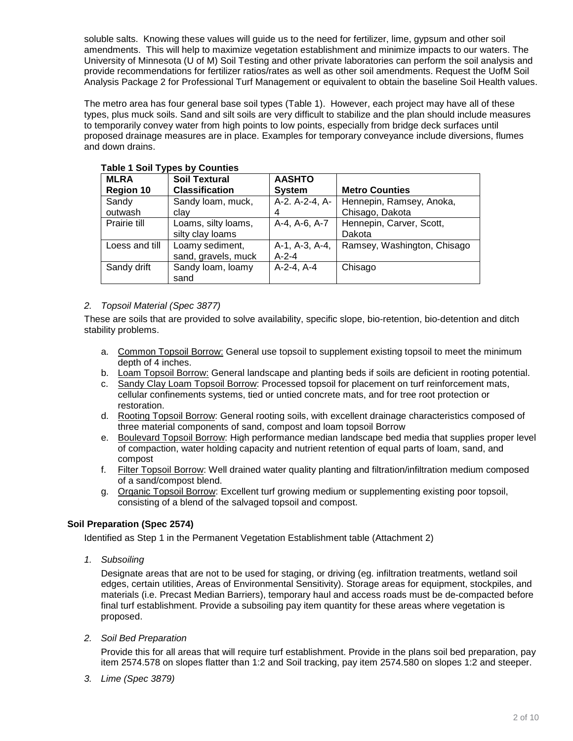soluble salts. Knowing these values will guide us to the need for fertilizer, lime, gypsum and other soil amendments. This will help to maximize vegetation establishment and minimize impacts to our waters. The University of Minnesota (U of M) Soil Testing and other private laboratories can perform the soil analysis and provide recommendations for fertilizer ratios/rates as well as other soil amendments. Request the UofM Soil Analysis Package 2 for Professional Turf Management or equivalent to obtain the baseline Soil Health values.

The metro area has four general base soil types (Table 1). However, each project may have all of these types, plus muck soils. Sand and silt soils are very difficult to stabilize and the plan should include measures to temporarily convey water from high points to low points, especially from bridge deck surfaces until proposed drainage measures are in place. Examples for temporary conveyance include diversions, flumes and down drains.

**Table 1 Soil Types by Counties**

| MLRA Region 10 | Soil Textural Classification | AASHTO System | Metro Counties |
|---|---|---|---|
| Sandy outwash | Sandy loam, muck, clay | A-2. A-2-4, A-4 | Hennepin, Ramsey, Anoka, Chisago, Dakota |
| Prairie till | Loams, silty loams, silty clay loams | A-4, A-6, A-7 | Hennepin, Carver, Scott, Dakota |
| Loess and till | Loamy sediment, sand, gravels, muck | A-1, A-3, A-4, A-2-4 | Ramsey, Washington, Chisago |
| Sandy drift | Sandy loam, loamy sand | A-2-4, A-4 | Chisago |

*2. Topsoil Material (Spec 3877)*

These are soils that are provided to solve availability, specific slope, bio-retention, bio-detention and ditch stability problems.

a. Common Topsoil Borrow: General use topsoil to supplement existing topsoil to meet the minimum depth of 4 inches.
b. Loam Topsoil Borrow: General landscape and planting beds if soils are deficient in rooting potential.
c. Sandy Clay Loam Topsoil Borrow: Processed topsoil for placement on turf reinforcement mats, cellular confinements systems, tied or untied concrete mats, and for tree root protection or restoration.
d. Rooting Topsoil Borrow: General rooting soils, with excellent drainage characteristics composed of three material components of sand, compost and loam topsoil Borrow
e. Boulevard Topsoil Borrow: High performance median landscape bed media that supplies proper level of compaction, water holding capacity and nutrient retention of equal parts of loam, sand, and compost
f. Filter Topsoil Borrow: Well drained water quality planting and filtration/infiltration medium composed of a sand/compost blend.
g. Organic Topsoil Borrow: Excellent turf growing medium or supplementing existing poor topsoil, consisting of a blend of the salvaged topsoil and compost.

**Soil Preparation (Spec 2574)**

Identified as Step 1 in the Permanent Vegetation Establishment table (Attachment 2)

*1. Subsoiling*

Designate areas that are not to be used for staging, or driving (eg. infiltration treatments, wetland soil edges, certain utilities, Areas of Environmental Sensitivity). Storage areas for equipment, stockpiles, and materials (i.e. Precast Median Barriers), temporary haul and access roads must be de-compacted before final turf establishment. Provide a subsoiling pay item quantity for these areas where vegetation is proposed.

*2. Soil Bed Preparation*

Provide this for all areas that will require turf establishment. Provide in the plans soil bed preparation, pay item 2574.578 on slopes flatter than 1:2 and Soil tracking, pay item 2574.580 on slopes 1:2 and steeper.

*3. Lime (Spec 3879)*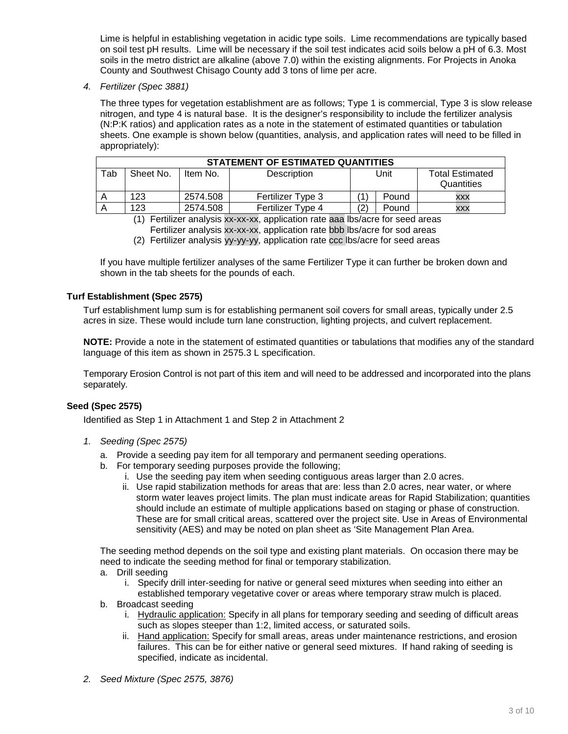Lime is helpful in establishing vegetation in acidic type soils. Lime recommendations are typically based on soil test pH results. Lime will be necessary if the soil test indicates acid soils below a pH of 6.3. Most soils in the metro district are alkaline (above 7.0) within the existing alignments. For Projects in Anoka County and Southwest Chisago County add 3 tons of lime per acre.

4. *Fertilizer (Spec 3881)*

The three types for vegetation establishment are as follows; Type 1 is commercial, Type 3 is slow release nitrogen, and type 4 is natural base. It is the designer's responsibility to include the fertilizer analysis (N:P:K ratios) and application rates as a note in the statement of estimated quantities or tabulation sheets. One example is shown below (quantities, analysis, and application rates will need to be filled in appropriately):

| **STATEMENT OF ESTIMATED QUANTITIES** | | | | | | |
|---|---|---|---|---|---|---|
| Tab | Sheet No. | Item No. | Description | Unit | | Total Estimated Quantities |
| A | 123 | 2574.508 | Fertilizer Type 3 | (1) | Pound | xxx |
| A | 123 | 2574.508 | Fertilizer Type 4 | (2) | Pound | xxx |

(1) Fertilizer analysis xx-xx-xx, application rate aaa lbs/acre for seed areas
Fertilizer analysis xx-xx-xx, application rate bbb lbs/acre for sod areas
(2) Fertilizer analysis yy-yy-yy, application rate ccc lbs/acre for seed areas

If you have multiple fertilizer analyses of the same Fertilizer Type it can further be broken down and shown in the tab sheets for the pounds of each.

### Turf Establishment (Spec 2575)

Turf establishment lump sum is for establishing permanent soil covers for small areas, typically under 2.5 acres in size. These would include turn lane construction, lighting projects, and culvert replacement.

**NOTE:** Provide a note in the statement of estimated quantities or tabulations that modifies any of the standard language of this item as shown in 2575.3 L specification.

Temporary Erosion Control is not part of this item and will need to be addressed and incorporated into the plans separately.

### Seed (Spec 2575)

Identified as Step 1 in Attachment 1 and Step 2 in Attachment 2

1. *Seeding (Spec 2575)*
   a. Provide a seeding pay item for all temporary and permanent seeding operations.
   b. For temporary seeding purposes provide the following;
      i. Use the seeding pay item when seeding contiguous areas larger than 2.0 acres.
      ii. Use rapid stabilization methods for areas that are: less than 2.0 acres, near water, or where storm water leaves project limits. The plan must indicate areas for Rapid Stabilization; quantities should include an estimate of multiple applications based on staging or phase of construction. These are for small critical areas, scattered over the project site. Use in Areas of Environmental sensitivity (AES) and may be noted on plan sheet as 'Site Management Plan Area.

   The seeding method depends on the soil type and existing plant materials. On occasion there may be need to indicate the seeding method for final or temporary stabilization.
   a. Drill seeding
      i. Specify drill inter-seeding for native or general seed mixtures when seeding into either an established temporary vegetative cover or areas where temporary straw mulch is placed.
   b. Broadcast seeding
      i. Hydraulic application: Specify in all plans for temporary seeding and seeding of difficult areas such as slopes steeper than 1:2, limited access, or saturated soils.
      ii. Hand application: Specify for small areas, areas under maintenance restrictions, and erosion failures. This can be for either native or general seed mixtures. If hand raking of seeding is specified, indicate as incidental.

2. *Seed Mixture (Spec 2575, 3876)*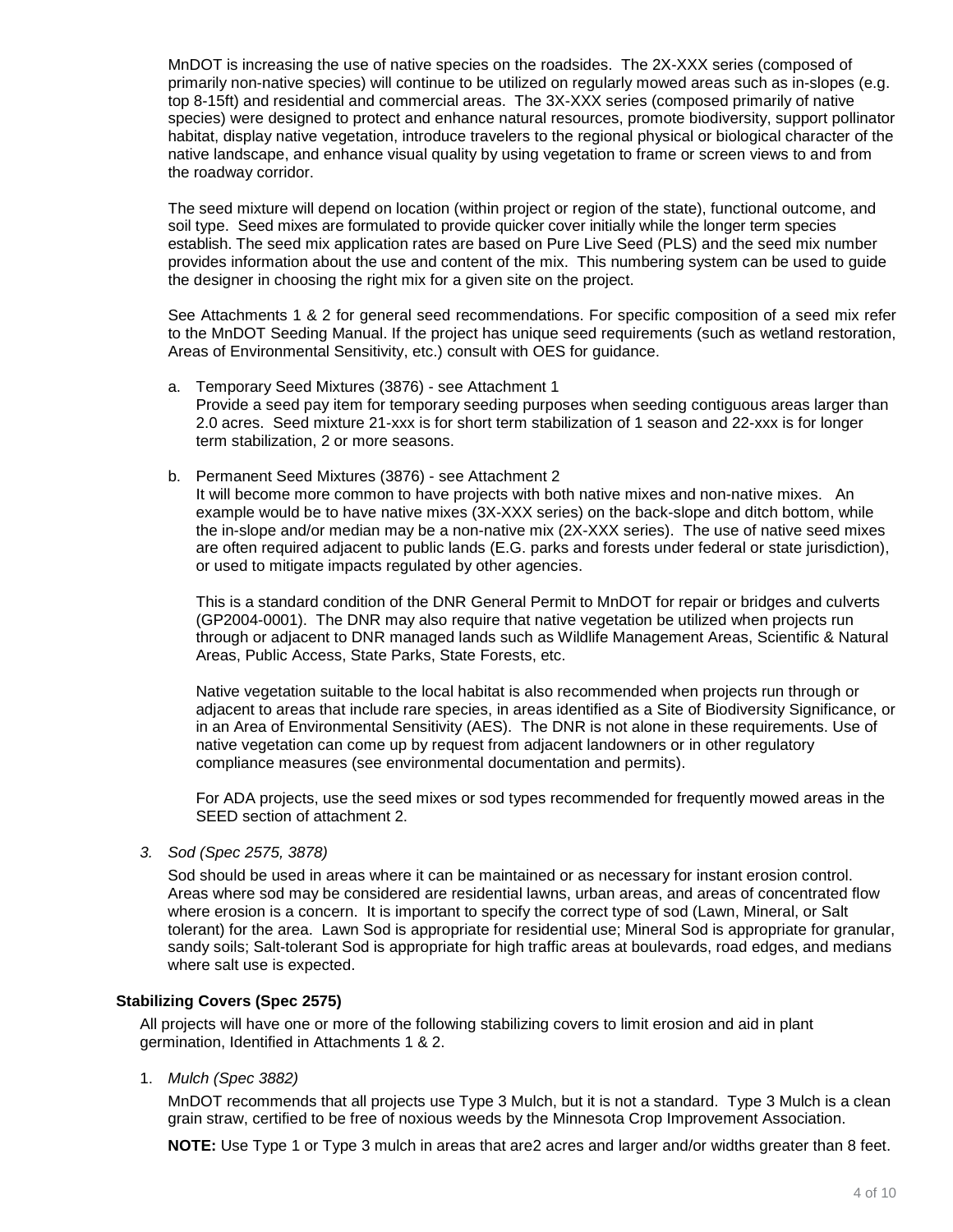MnDOT is increasing the use of native species on the roadsides. The 2X-XXX series (composed of primarily non-native species) will continue to be utilized on regularly mowed areas such as in-slopes (e.g. top 8-15ft) and residential and commercial areas. The 3X-XXX series (composed primarily of native species) were designed to protect and enhance natural resources, promote biodiversity, support pollinator habitat, display native vegetation, introduce travelers to the regional physical or biological character of the native landscape, and enhance visual quality by using vegetation to frame or screen views to and from the roadway corridor.

The seed mixture will depend on location (within project or region of the state), functional outcome, and soil type. Seed mixes are formulated to provide quicker cover initially while the longer term species establish. The seed mix application rates are based on Pure Live Seed (PLS) and the seed mix number provides information about the use and content of the mix. This numbering system can be used to guide the designer in choosing the right mix for a given site on the project.

See Attachments 1 & 2 for general seed recommendations. For specific composition of a seed mix refer to the MnDOT Seeding Manual. If the project has unique seed requirements (such as wetland restoration, Areas of Environmental Sensitivity, etc.) consult with OES for guidance.

a. Temporary Seed Mixtures (3876) - see Attachment 1
   Provide a seed pay item for temporary seeding purposes when seeding contiguous areas larger than 2.0 acres. Seed mixture 21-xxx is for short term stabilization of 1 season and 22-xxx is for longer term stabilization, 2 or more seasons.

b. Permanent Seed Mixtures (3876) - see Attachment 2
   It will become more common to have projects with both native mixes and non-native mixes. An example would be to have native mixes (3X-XXX series) on the back-slope and ditch bottom, while the in-slope and/or median may be a non-native mix (2X-XXX series). The use of native seed mixes are often required adjacent to public lands (E.G. parks and forests under federal or state jurisdiction), or used to mitigate impacts regulated by other agencies.

   This is a standard condition of the DNR General Permit to MnDOT for repair or bridges and culverts (GP2004-0001). The DNR may also require that native vegetation be utilized when projects run through or adjacent to DNR managed lands such as Wildlife Management Areas, Scientific & Natural Areas, Public Access, State Parks, State Forests, etc.

   Native vegetation suitable to the local habitat is also recommended when projects run through or adjacent to areas that include rare species, in areas identified as a Site of Biodiversity Significance, or in an Area of Environmental Sensitivity (AES). The DNR is not alone in these requirements. Use of native vegetation can come up by request from adjacent landowners or in other regulatory compliance measures (see environmental documentation and permits).

   For ADA projects, use the seed mixes or sod types recommended for frequently mowed areas in the SEED section of attachment 2.

3. *Sod (Spec 2575, 3878)*

   Sod should be used in areas where it can be maintained or as necessary for instant erosion control. Areas where sod may be considered are residential lawns, urban areas, and areas of concentrated flow where erosion is a concern. It is important to specify the correct type of sod (Lawn, Mineral, or Salt tolerant) for the area. Lawn Sod is appropriate for residential use; Mineral Sod is appropriate for granular, sandy soils; Salt-tolerant Sod is appropriate for high traffic areas at boulevards, road edges, and medians where salt use is expected.

### Stabilizing Covers (Spec 2575)

All projects will have one or more of the following stabilizing covers to limit erosion and aid in plant germination, Identified in Attachments 1 & 2.

1. *Mulch (Spec 3882)*

   MnDOT recommends that all projects use Type 3 Mulch, but it is not a standard. Type 3 Mulch is a clean grain straw, certified to be free of noxious weeds by the Minnesota Crop Improvement Association.

   **NOTE:** Use Type 1 or Type 3 mulch in areas that are2 acres and larger and/or widths greater than 8 feet.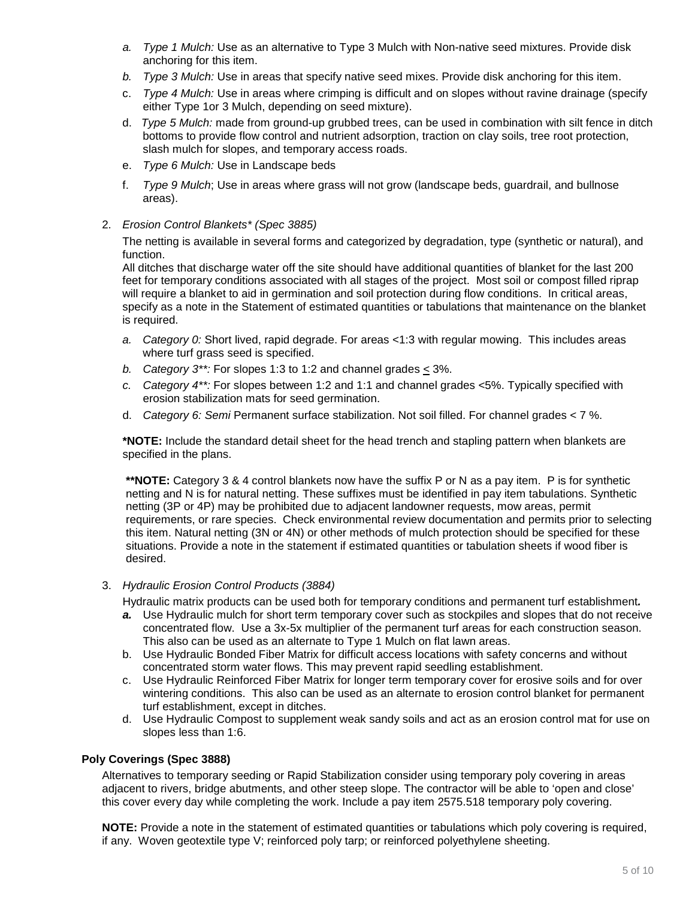a. *Type 1 Mulch:* Use as an alternative to Type 3 Mulch with Non-native seed mixtures. Provide disk anchoring for this item.
b. *Type 3 Mulch:* Use in areas that specify native seed mixes. Provide disk anchoring for this item.
c. *Type 4 Mulch:* Use in areas where crimping is difficult and on slopes without ravine drainage (specify either Type 1or 3 Mulch, depending on seed mixture).
d. *Type 5 Mulch:* made from ground-up grubbed trees, can be used in combination with silt fence in ditch bottoms to provide flow control and nutrient adsorption, traction on clay soils, tree root protection, slash mulch for slopes, and temporary access roads.
e. *Type 6 Mulch:* Use in Landscape beds
f. *Type 9 Mulch*; Use in areas where grass will not grow (landscape beds, guardrail, and bullnose areas).

2. *Erosion Control Blankets* (Spec 3885)*

   The netting is available in several forms and categorized by degradation, type (synthetic or natural), and function.
   All ditches that discharge water off the site should have additional quantities of blanket for the last 200 feet for temporary conditions associated with all stages of the project. Most soil or compost filled riprap will require a blanket to aid in germination and soil protection during flow conditions. In critical areas, specify as a note in the Statement of estimated quantities or tabulations that maintenance on the blanket is required.

   a. *Category 0:* Short lived, rapid degrade. For areas <1:3 with regular mowing. This includes areas where turf grass seed is specified.
   b. *Category 3**:* For slopes 1:3 to 1:2 and channel grades ≤ 3%.
   c. *Category 4**:* For slopes between 1:2 and 1:1 and channel grades <5%. Typically specified with erosion stabilization mats for seed germination.
   d. *Category 6: Semi* Permanent surface stabilization. Not soil filled. For channel grades < 7 %.

   ***NOTE:** Include the standard detail sheet for the head trench and stapling pattern when blankets are specified in the plans.

   ****NOTE:** Category 3 & 4 control blankets now have the suffix P or N as a pay item. P is for synthetic netting and N is for natural netting. These suffixes must be identified in pay item tabulations. Synthetic netting (3P or 4P) may be prohibited due to adjacent landowner requests, mow areas, permit requirements, or rare species. Check environmental review documentation and permits prior to selecting this item. Natural netting (3N or 4N) or other methods of mulch protection should be specified for these situations. Provide a note in the statement if estimated quantities or tabulation sheets if wood fiber is desired.

3. *Hydraulic Erosion Control Products (3884)*

   Hydraulic matrix products can be used both for temporary conditions and permanent turf establishment.

   a. Use Hydraulic mulch for short term temporary cover such as stockpiles and slopes that do not receive concentrated flow. Use a 3x-5x multiplier of the permanent turf areas for each construction season. This also can be used as an alternate to Type 1 Mulch on flat lawn areas.
   b. Use Hydraulic Bonded Fiber Matrix for difficult access locations with safety concerns and without concentrated storm water flows. This may prevent rapid seedling establishment.
   c. Use Hydraulic Reinforced Fiber Matrix for longer term temporary cover for erosive soils and for over wintering conditions. This also can be used as an alternate to erosion control blanket for permanent turf establishment, except in ditches.
   d. Use Hydraulic Compost to supplement weak sandy soils and act as an erosion control mat for use on slopes less than 1:6.

**Poly Coverings (Spec 3888)**

Alternatives to temporary seeding or Rapid Stabilization consider using temporary poly covering in areas adjacent to rivers, bridge abutments, and other steep slope. The contractor will be able to 'open and close' this cover every day while completing the work. Include a pay item 2575.518 temporary poly covering.

**NOTE:** Provide a note in the statement of estimated quantities or tabulations which poly covering is required, if any. Woven geotextile type V; reinforced poly tarp; or reinforced polyethylene sheeting.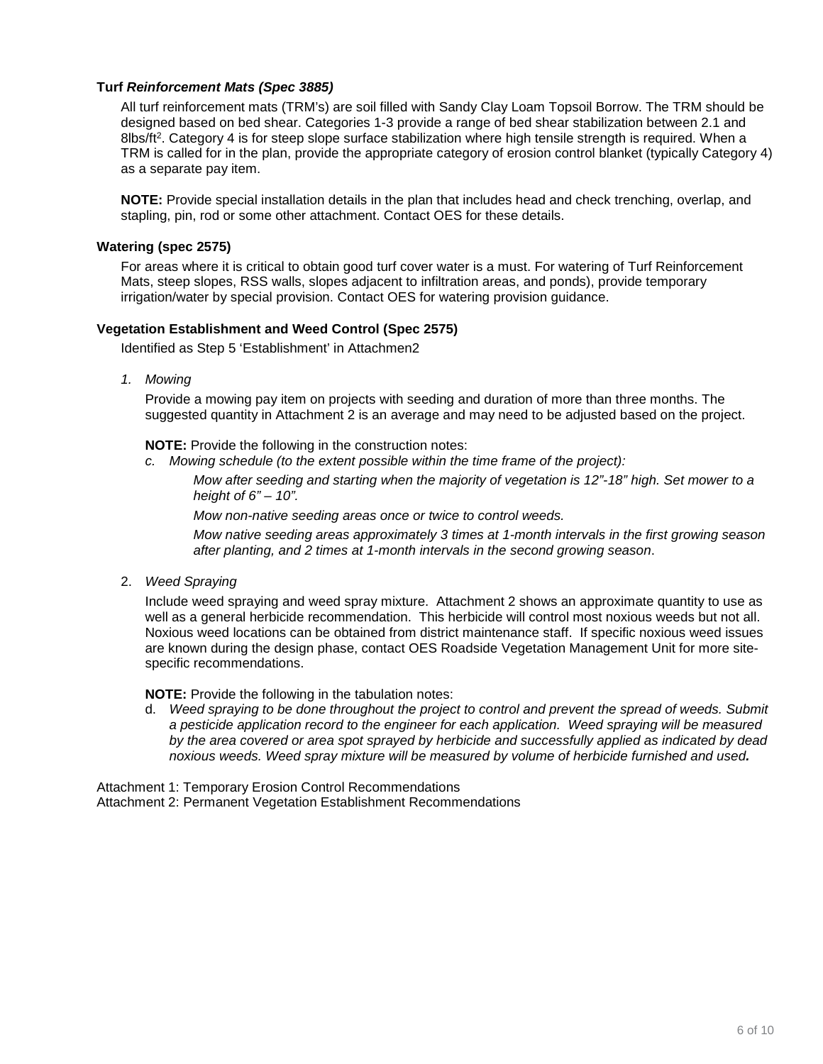**Turf *Reinforcement Mats (Spec 3885)***

All turf reinforcement mats (TRM's) are soil filled with Sandy Clay Loam Topsoil Borrow. The TRM should be designed based on bed shear. Categories 1-3 provide a range of bed shear stabilization between 2.1 and 8lbs/ft$^2$. Category 4 is for steep slope surface stabilization where high tensile strength is required. When a TRM is called for in the plan, provide the appropriate category of erosion control blanket (typically Category 4) as a separate pay item.

**NOTE:** Provide special installation details in the plan that includes head and check trenching, overlap, and stapling, pin, rod or some other attachment. Contact OES for these details.

**Watering (spec 2575)**

For areas where it is critical to obtain good turf cover water is a must. For watering of Turf Reinforcement Mats, steep slopes, RSS walls, slopes adjacent to infiltration areas, and ponds), provide temporary irrigation/water by special provision. Contact OES for watering provision guidance.

**Vegetation Establishment and Weed Control (Spec 2575)**

Identified as Step 5 'Establishment' in Attachmen2

1. *Mowing*

   Provide a mowing pay item on projects with seeding and duration of more than three months. The suggested quantity in Attachment 2 is an average and may need to be adjusted based on the project.

   **NOTE:** Provide the following in the construction notes:

   c. *Mowing schedule (to the extent possible within the time frame of the project):*

      *Mow after seeding and starting when the majority of vegetation is 12"-18" high. Set mower to a height of 6" – 10".*

      *Mow non-native seeding areas once or twice to control weeds.*

      *Mow native seeding areas approximately 3 times at 1-month intervals in the first growing season after planting, and 2 times at 1-month intervals in the second growing season*.

2. *Weed Spraying*

   Include weed spraying and weed spray mixture. Attachment 2 shows an approximate quantity to use as well as a general herbicide recommendation. This herbicide will control most noxious weeds but not all. Noxious weed locations can be obtained from district maintenance staff. If specific noxious weed issues are known during the design phase, contact OES Roadside Vegetation Management Unit for more site-specific recommendations.

   **NOTE:** Provide the following in the tabulation notes:

   d. *Weed spraying to be done throughout the project to control and prevent the spread of weeds. Submit a pesticide application record to the engineer for each application. Weed spraying will be measured by the area covered or area spot sprayed by herbicide and successfully applied as indicated by dead noxious weeds. Weed spray mixture will be measured by volume of herbicide furnished and used.*

Attachment 1: Temporary Erosion Control Recommendations
Attachment 2: Permanent Vegetation Establishment Recommendations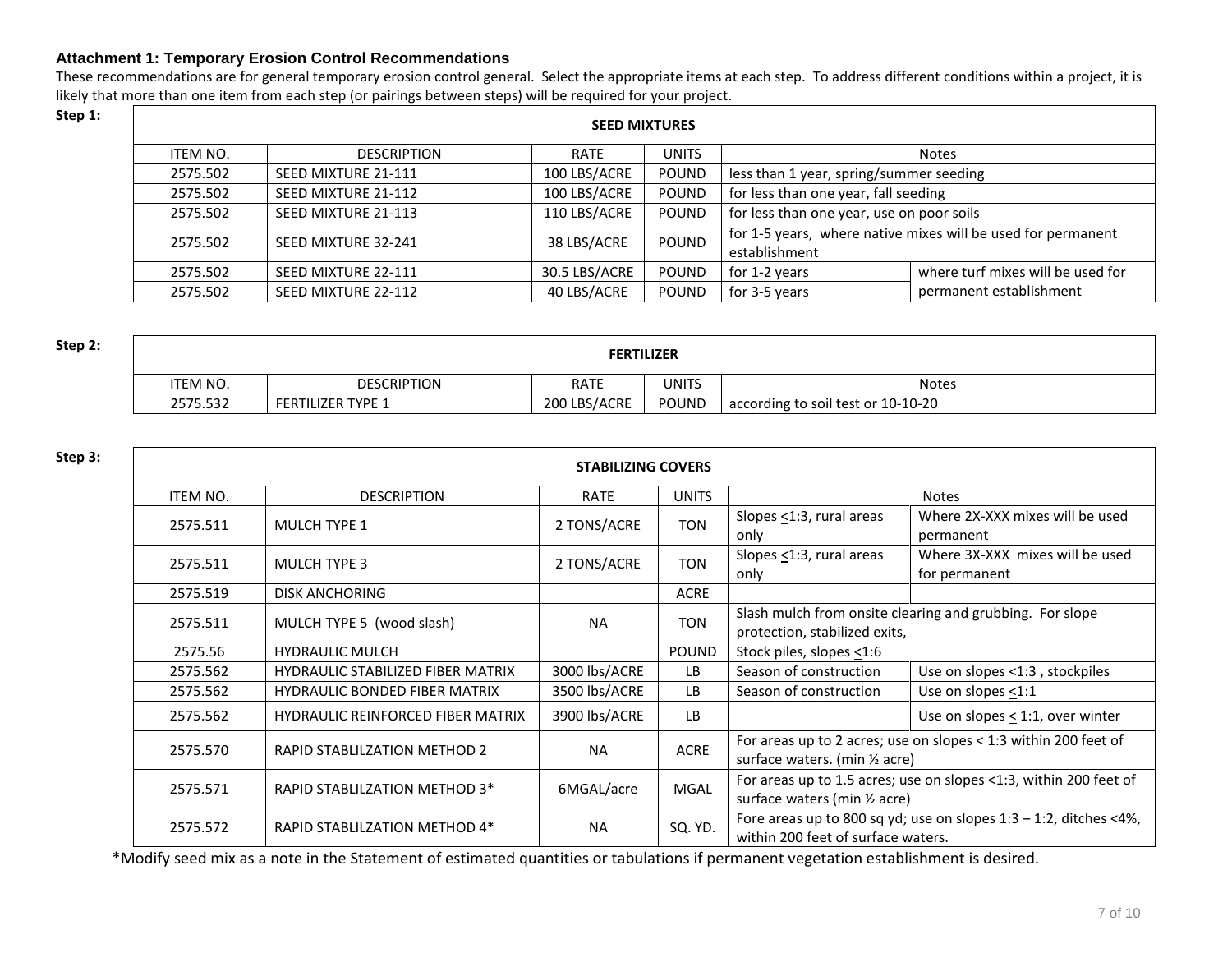**Attachment 1: Temporary Erosion Control Recommendations**

These recommendations are for general temporary erosion control general. Select the appropriate items at each step. To address different conditions within a project, it is likely that more than one item from each step (or pairings between steps) will be required for your project.

**Step 1:**

| SEED MIXTURES | | | | | |
|---|---|---|---|---|---|
| ITEM NO. | DESCRIPTION | RATE | UNITS | Notes | |
| 2575.502 | SEED MIXTURE 21-111 | 100 LBS/ACRE | POUND | less than 1 year, spring/summer seeding | |
| 2575.502 | SEED MIXTURE 21-112 | 100 LBS/ACRE | POUND | for less than one year, fall seeding | |
| 2575.502 | SEED MIXTURE 21-113 | 110 LBS/ACRE | POUND | for less than one year, use on poor soils | |
| 2575.502 | SEED MIXTURE 32-241 | 38 LBS/ACRE | POUND | for 1-5 years, where native mixes will be used for permanent establishment | |
| 2575.502 | SEED MIXTURE 22-111 | 30.5 LBS/ACRE | POUND | for 1-2 years | where turf mixes will be used for permanent establishment |
| 2575.502 | SEED MIXTURE 22-112 | 40 LBS/ACRE | POUND | for 3-5 years | |

**Step 2:**

| FERTILIZER | | | | |
|---|---|---|---|---|
| ITEM NO. | DESCRIPTION | RATE | UNITS | Notes |
| 2575.532 | FERTILIZER TYPE 1 | 200 LBS/ACRE | POUND | according to soil test or 10-10-20 |

**Step 3:**

| STABILIZING COVERS | | | | | |
|---|---|---|---|---|---|
| ITEM NO. | DESCRIPTION | RATE | UNITS | Notes | |
| 2575.511 | MULCH TYPE 1 | 2 TONS/ACRE | TON | Slopes <u><</u>1:3, rural areas only | Where 2X-XXX mixes will be used permanent |
| 2575.511 | MULCH TYPE 3 | 2 TONS/ACRE | TON | Slopes <u><</u>1:3, rural areas only | Where 3X-XXX mixes will be used for permanent |
| 2575.519 | DISK ANCHORING | | ACRE | | |
| 2575.511 | MULCH TYPE 5 (wood slash) | NA | TON | Slash mulch from onsite clearing and grubbing. For slope protection, stabilized exits, | |
| 2575.56 | HYDRAULIC MULCH | | POUND | Stock piles, slopes <u><</u>1:6 | |
| 2575.562 | HYDRAULIC STABILIZED FIBER MATRIX | 3000 lbs/ACRE | LB | Season of construction | Use on slopes <u><</u>1:3 , stockpiles |
| 2575.562 | HYDRAULIC BONDED FIBER MATRIX | 3500 lbs/ACRE | LB | Season of construction | Use on slopes <u><</u>1:1 |
| 2575.562 | HYDRAULIC REINFORCED FIBER MATRIX | 3900 lbs/ACRE | LB | | Use on slopes <u><</u> 1:1, over winter |
| 2575.570 | RAPID STABLILZATION METHOD 2 | NA | ACRE | For areas up to 2 acres; use on slopes < 1:3 within 200 feet of surface waters. (min ½ acre) | |
| 2575.571 | RAPID STABLILZATION METHOD 3* | 6MGAL/acre | MGAL | For areas up to 1.5 acres; use on slopes <1:3, within 200 feet of surface waters (min ½ acre) | |
| 2575.572 | RAPID STABLILZATION METHOD 4* | NA | SQ. YD. | Fore areas up to 800 sq yd; use on slopes 1:3 – 1:2, ditches <4%, within 200 feet of surface waters. | |

*Modify seed mix as a note in the Statement of estimated quantities or tabulations if permanent vegetation establishment is desired.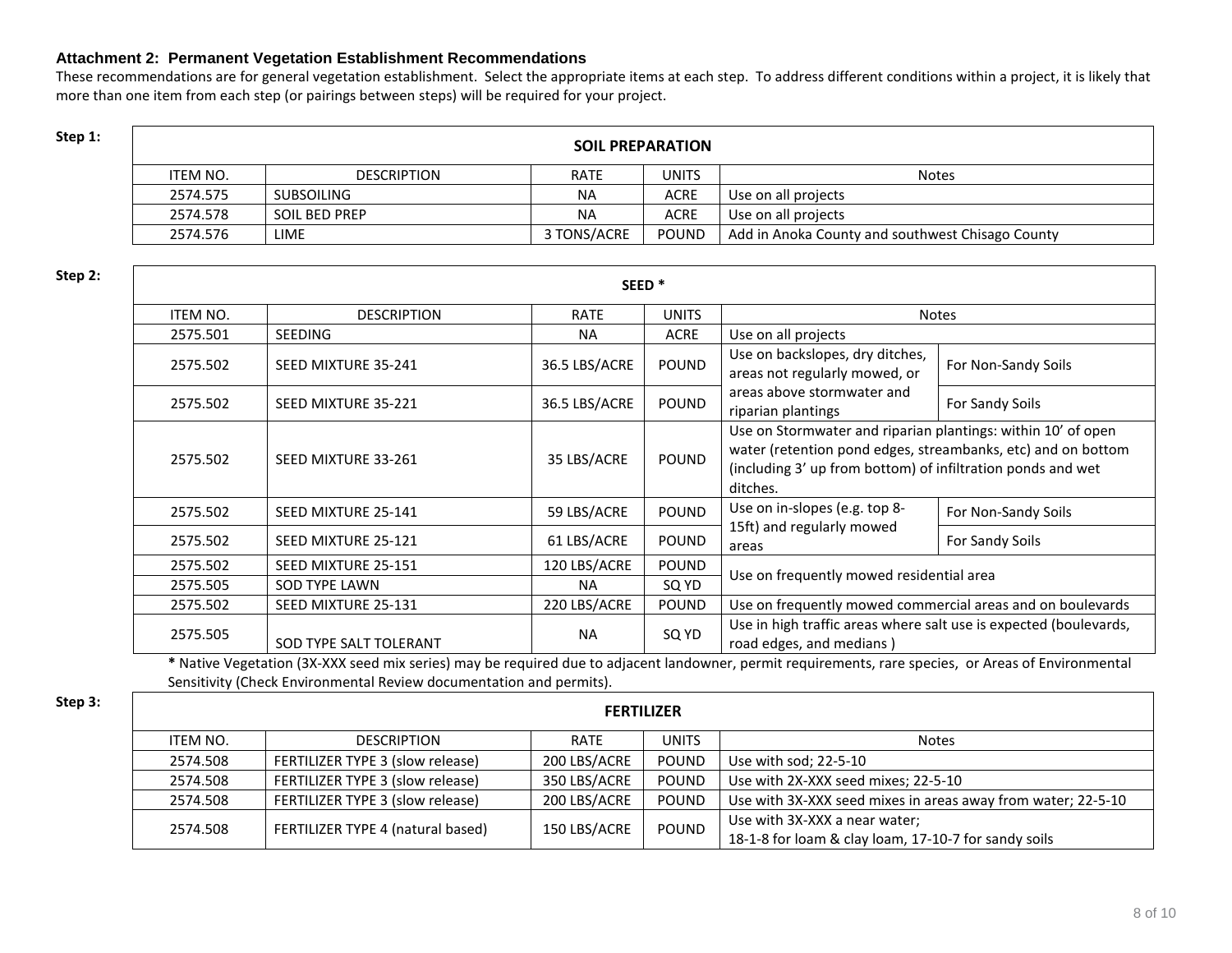### Attachment 2: Permanent Vegetation Establishment Recommendations

These recommendations are for general vegetation establishment. Select the appropriate items at each step. To address different conditions within a project, it is likely that more than one item from each step (or pairings between steps) will be required for your project.

**Step 1:**

| SOIL PREPARATION | | | | |
|---|---|---|---|---|
| ITEM NO. | DESCRIPTION | RATE | UNITS | Notes |
| 2574.575 | SUBSOILING | NA | ACRE | Use on all projects |
| 2574.578 | SOIL BED PREP | NA | ACRE | Use on all projects |
| 2574.576 | LIME | 3 TONS/ACRE | POUND | Add in Anoka County and southwest Chisago County |

**Step 2:**

| SEED * | | | | | |
|---|---|---|---|---|---|
| ITEM NO. | DESCRIPTION | RATE | UNITS | Notes | |
| 2575.501 | SEEDING | NA | ACRE | Use on all projects | |
| 2575.502 | SEED MIXTURE 35-241 | 36.5 LBS/ACRE | POUND | Use on backslopes, dry ditches, areas not regularly mowed, or areas above stormwater and riparian plantings | For Non-Sandy Soils |
| 2575.502 | SEED MIXTURE 35-221 | 36.5 LBS/ACRE | POUND | | For Sandy Soils |
| 2575.502 | SEED MIXTURE 33-261 | 35 LBS/ACRE | POUND | Use on Stormwater and riparian plantings: within 10' of open water (retention pond edges, streambanks, etc) and on bottom (including 3' up from bottom) of infiltration ponds and wet ditches. | |
| 2575.502 | SEED MIXTURE 25-141 | 59 LBS/ACRE | POUND | Use on in-slopes (e.g. top 8-15ft) and regularly mowed areas | For Non-Sandy Soils |
| 2575.502 | SEED MIXTURE 25-121 | 61 LBS/ACRE | POUND | | For Sandy Soils |
| 2575.502 | SEED MIXTURE 25-151 | 120 LBS/ACRE | POUND | Use on frequently mowed residential area | |
| 2575.505 | SOD TYPE LAWN | NA | SQ YD | | |
| 2575.502 | SEED MIXTURE 25-131 | 220 LBS/ACRE | POUND | Use on frequently mowed commercial areas and on boulevards | |
| 2575.505 | SOD TYPE SALT TOLERANT | NA | SQ YD | Use in high traffic areas where salt use is expected (boulevards, road edges, and medians ) | |

**\*** Native Vegetation (3X-XXX seed mix series) may be required due to adjacent landowner, permit requirements, rare species, or Areas of Environmental Sensitivity (Check Environmental Review documentation and permits).

**Step 3:**

| FERTILIZER | | | | |
|---|---|---|---|---|
| ITEM NO. | DESCRIPTION | RATE | UNITS | Notes |
| 2574.508 | FERTILIZER TYPE 3 (slow release) | 200 LBS/ACRE | POUND | Use with sod; 22-5-10 |
| 2574.508 | FERTILIZER TYPE 3 (slow release) | 350 LBS/ACRE | POUND | Use with 2X-XXX seed mixes; 22-5-10 |
| 2574.508 | FERTILIZER TYPE 3 (slow release) | 200 LBS/ACRE | POUND | Use with 3X-XXX seed mixes in areas away from water; 22-5-10 |
| 2574.508 | FERTILIZER TYPE 4 (natural based) | 150 LBS/ACRE | POUND | Use with 3X-XXX a near water; 18-1-8 for loam & clay loam, 17-10-7 for sandy soils |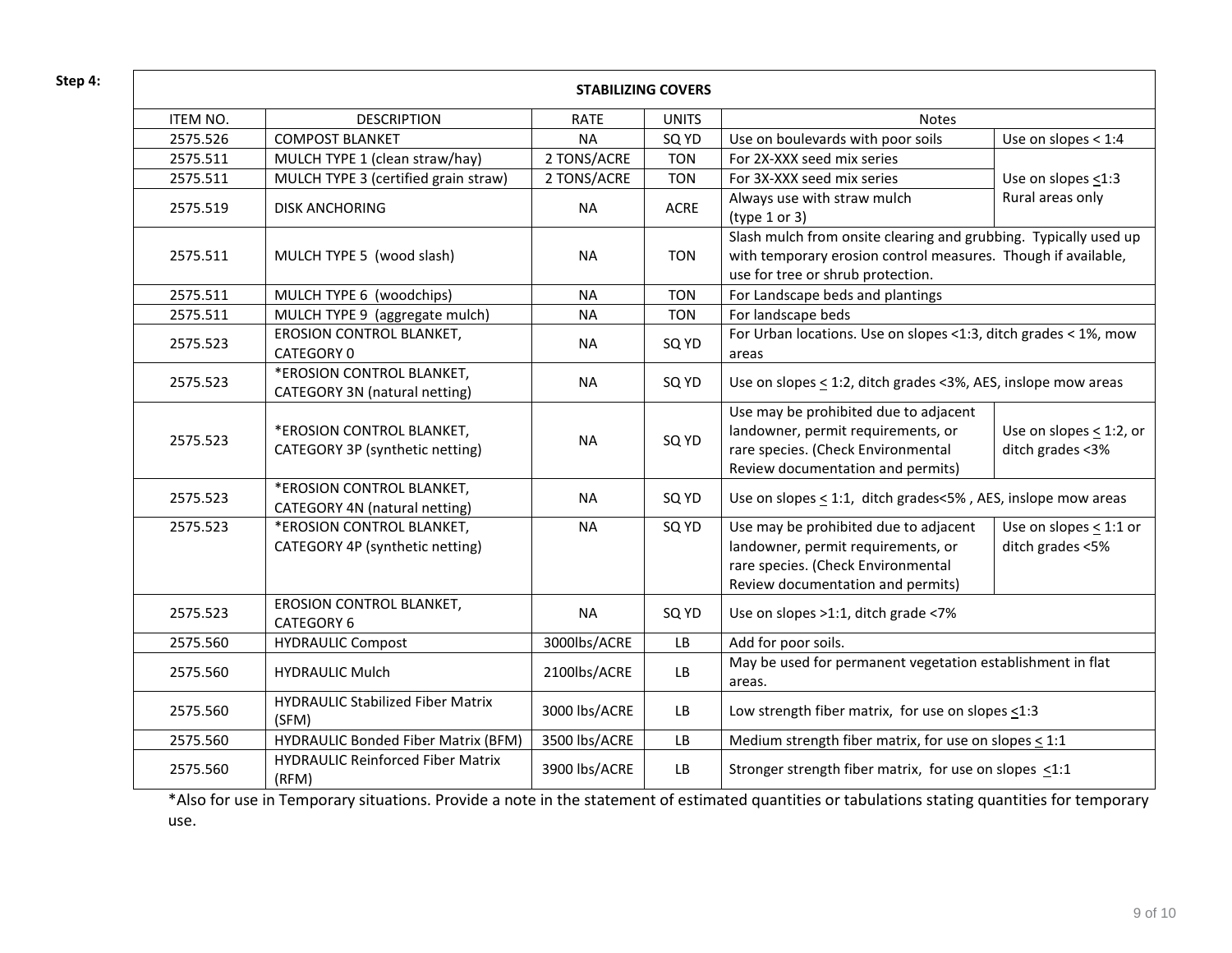**Step 4:**

| STABILIZING COVERS | | | | | |
|---|---|---|---|---|---|
| ITEM NO. | DESCRIPTION | RATE | UNITS | Notes | |
| 2575.526 | COMPOST BLANKET | NA | SQ YD | Use on boulevards with poor soils | Use on slopes < 1:4 |
| 2575.511 | MULCH TYPE 1 (clean straw/hay) | 2 TONS/ACRE | TON | For 2X-XXX seed mix series | Use on slopes ≤1:3 Rural areas only |
| 2575.511 | MULCH TYPE 3 (certified grain straw) | 2 TONS/ACRE | TON | For 3X-XXX seed mix series | |
| 2575.519 | DISK ANCHORING | NA | ACRE | Always use with straw mulch (type 1 or 3) | |
| 2575.511 | MULCH TYPE 5 (wood slash) | NA | TON | Slash mulch from onsite clearing and grubbing. Typically used up with temporary erosion control measures. Though if available, use for tree or shrub protection. | |
| 2575.511 | MULCH TYPE 6 (woodchips) | NA | TON | For Landscape beds and plantings | |
| 2575.511 | MULCH TYPE 9 (aggregate mulch) | NA | TON | For landscape beds | |
| 2575.523 | EROSION CONTROL BLANKET, CATEGORY 0 | NA | SQ YD | For Urban locations. Use on slopes <1:3, ditch grades < 1%, mow areas | |
| 2575.523 | *EROSION CONTROL BLANKET, CATEGORY 3N (natural netting) | NA | SQ YD | Use on slopes ≤ 1:2, ditch grades <3%, AES, inslope mow areas | |
| 2575.523 | *EROSION CONTROL BLANKET, CATEGORY 3P (synthetic netting) | NA | SQ YD | Use may be prohibited due to adjacent landowner, permit requirements, or rare species. (Check Environmental Review documentation and permits) | Use on slopes ≤ 1:2, or ditch grades <3% |
| 2575.523 | *EROSION CONTROL BLANKET, CATEGORY 4N (natural netting) | NA | SQ YD | Use on slopes ≤ 1:1, ditch grades<5% , AES, inslope mow areas | |
| 2575.523 | *EROSION CONTROL BLANKET, CATEGORY 4P (synthetic netting) | NA | SQ YD | Use may be prohibited due to adjacent landowner, permit requirements, or rare species. (Check Environmental Review documentation and permits) | Use on slopes ≤ 1:1 or ditch grades <5% |
| 2575.523 | EROSION CONTROL BLANKET, CATEGORY 6 | NA | SQ YD | Use on slopes >1:1, ditch grade <7% | |
| 2575.560 | HYDRAULIC Compost | 3000lbs/ACRE | LB | Add for poor soils. | |
| 2575.560 | HYDRAULIC Mulch | 2100lbs/ACRE | LB | May be used for permanent vegetation establishment in flat areas. | |
| 2575.560 | HYDRAULIC Stabilized Fiber Matrix (SFM) | 3000 lbs/ACRE | LB | Low strength fiber matrix, for use on slopes ≤1:3 | |
| 2575.560 | HYDRAULIC Bonded Fiber Matrix (BFM) | 3500 lbs/ACRE | LB | Medium strength fiber matrix, for use on slopes ≤ 1:1 | |
| 2575.560 | HYDRAULIC Reinforced Fiber Matrix (RFM) | 3900 lbs/ACRE | LB | Stronger strength fiber matrix, for use on slopes ≤1:1 | |

*Also for use in Temporary situations. Provide a note in the statement of estimated quantities or tabulations stating quantities for temporary use.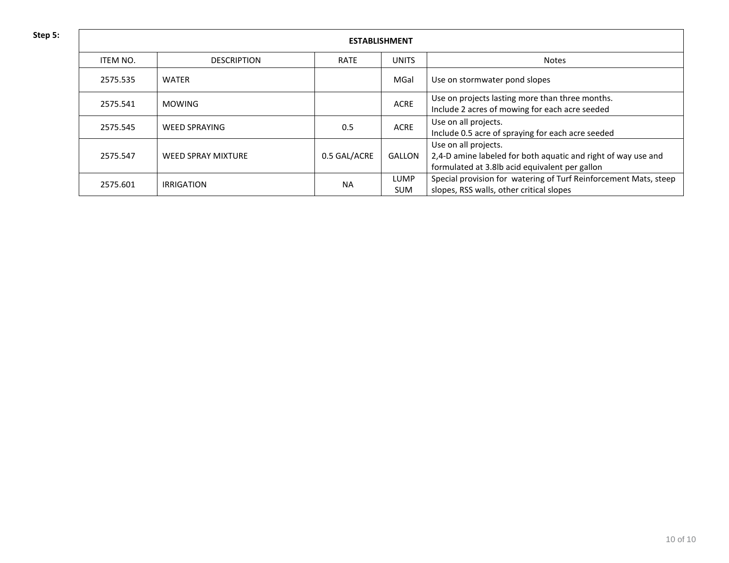**Step 5:**

| ESTABLISHMENT | | | | |
|---|---|---|---|---|
| ITEM NO. | DESCRIPTION | RATE | UNITS | Notes |
| 2575.535 | WATER | | MGal | Use on stormwater pond slopes |
| 2575.541 | MOWING | | ACRE | Use on projects lasting more than three months. Include 2 acres of mowing for each acre seeded |
| 2575.545 | WEED SPRAYING | 0.5 | ACRE | Use on all projects. Include 0.5 acre of spraying for each acre seeded |
| 2575.547 | WEED SPRAY MIXTURE | 0.5 GAL/ACRE | GALLON | Use on all projects. 2,4-D amine labeled for both aquatic and right of way use and formulated at 3.8lb acid equivalent per gallon |
| 2575.601 | IRRIGATION | NA | LUMP SUM | Special provision for watering of Turf Reinforcement Mats, steep slopes, RSS walls, other critical slopes |